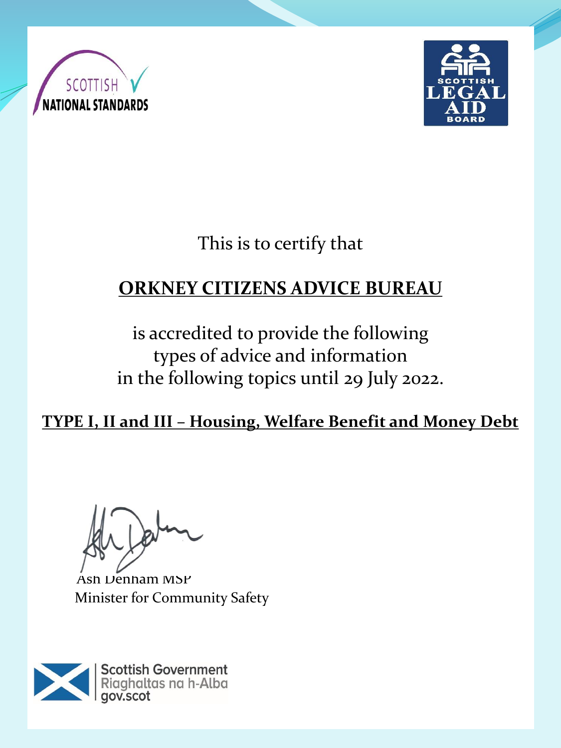SCOTTISH NATIONAL STANDARDS

SCOTTISH LEGAL AID BOARD

This is to certify that

**ORKNEY CITIZENS ADVICE BUREAU**

is accredited to provide the following types of advice and information in the following topics until 29 July 2022.

**TYPE I, II and III – Housing, Welfare Benefit and Money Debt**

Ash Denham MSP
Minister for Community Safety

Scottish Government
Riaghaltas na h-Alba
gov.scot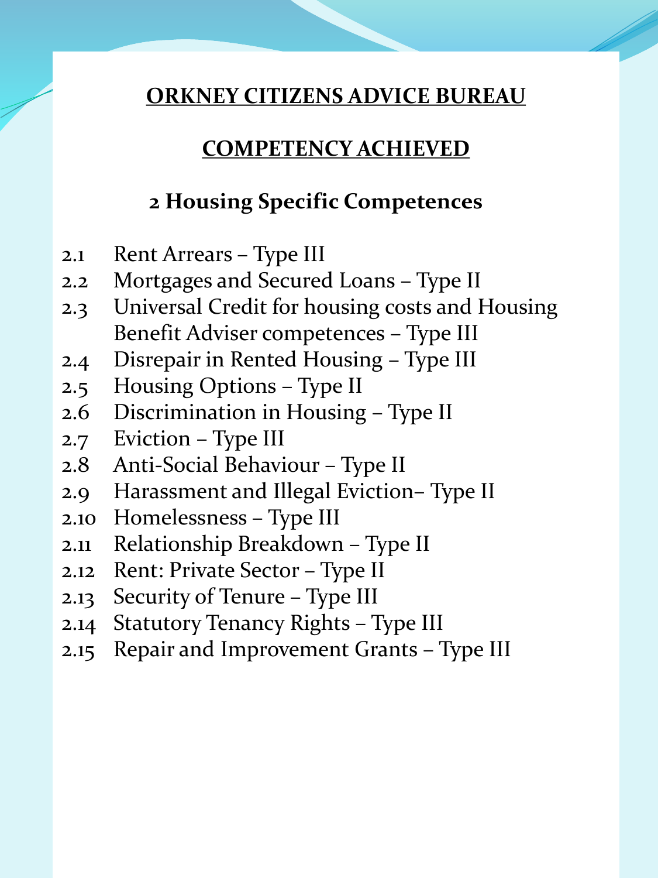**ORKNEY CITIZENS ADVICE BUREAU**

**COMPETENCY ACHIEVED**

## 2 Housing Specific Competences

2.1 Rent Arrears – Type III
2.2 Mortgages and Secured Loans – Type II
2.3 Universal Credit for housing costs and Housing Benefit Adviser competences – Type III
2.4 Disrepair in Rented Housing – Type III
2.5 Housing Options – Type II
2.6 Discrimination in Housing – Type II
2.7 Eviction – Type III
2.8 Anti-Social Behaviour – Type II
2.9 Harassment and Illegal Eviction– Type II
2.10 Homelessness – Type III
2.11 Relationship Breakdown – Type II
2.12 Rent: Private Sector – Type II
2.13 Security of Tenure – Type III
2.14 Statutory Tenancy Rights – Type III
2.15 Repair and Improvement Grants – Type III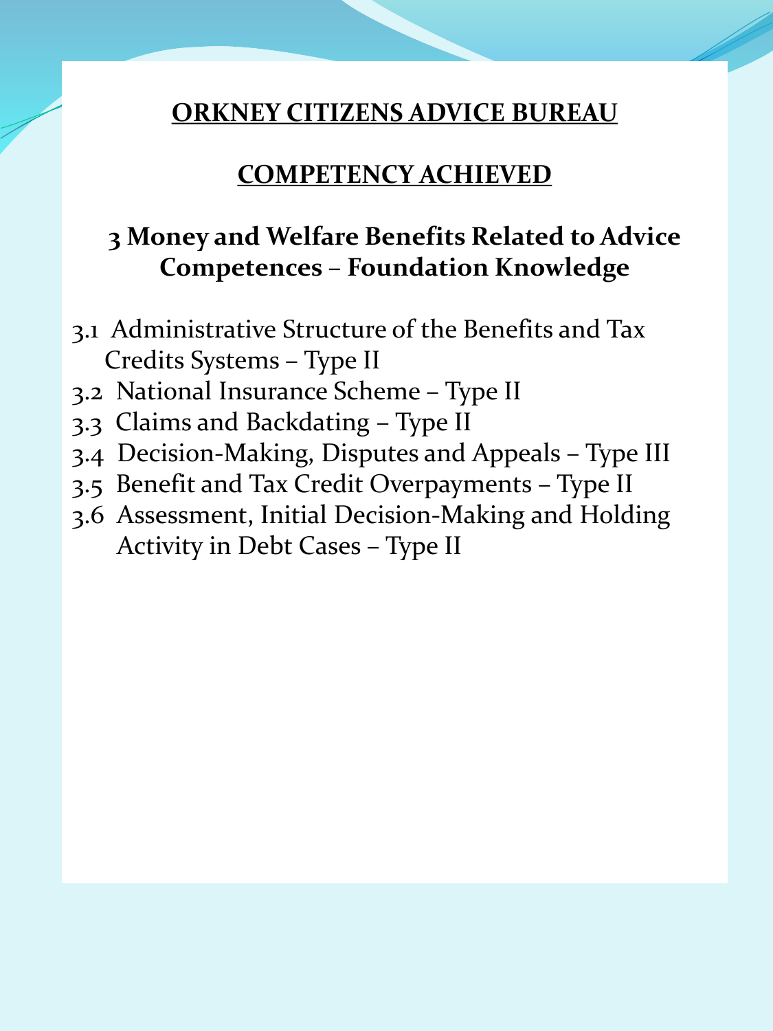# ORKNEY CITIZENS ADVICE BUREAU

## COMPETENCY ACHIEVED

### 3 Money and Welfare Benefits Related to Advice Competences – Foundation Knowledge

3.1 Administrative Structure of the Benefits and Tax Credits Systems – Type II
3.2 National Insurance Scheme – Type II
3.3 Claims and Backdating – Type II
3.4 Decision-Making, Disputes and Appeals – Type III
3.5 Benefit and Tax Credit Overpayments – Type II
3.6 Assessment, Initial Decision-Making and Holding Activity in Debt Cases – Type II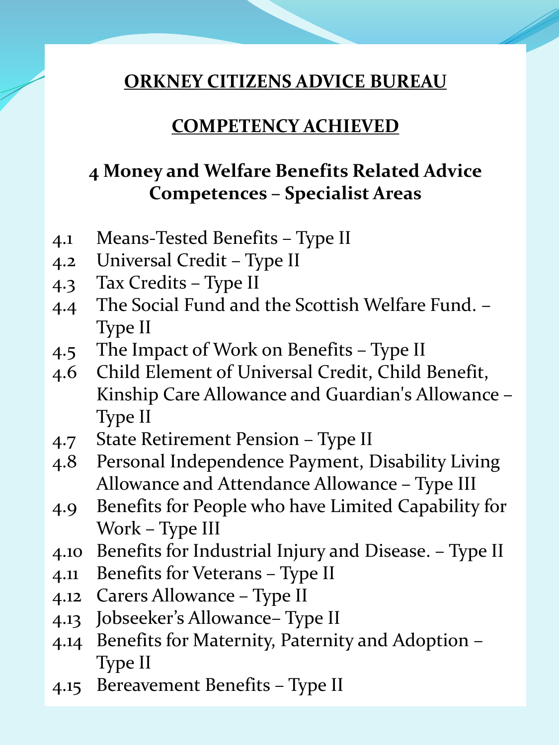# ORKNEY CITIZENS ADVICE BUREAU

## COMPETENCY ACHIEVED

### 4 Money and Welfare Benefits Related Advice Competences – Specialist Areas

4.1 Means-Tested Benefits – Type II
4.2 Universal Credit – Type II
4.3 Tax Credits – Type II
4.4 The Social Fund and the Scottish Welfare Fund. – Type II
4.5 The Impact of Work on Benefits – Type II
4.6 Child Element of Universal Credit, Child Benefit, Kinship Care Allowance and Guardian's Allowance – Type II
4.7 State Retirement Pension – Type II
4.8 Personal Independence Payment, Disability Living Allowance and Attendance Allowance – Type III
4.9 Benefits for People who have Limited Capability for Work – Type III
4.10 Benefits for Industrial Injury and Disease. – Type II
4.11 Benefits for Veterans – Type II
4.12 Carers Allowance – Type II
4.13 Jobseeker's Allowance– Type II
4.14 Benefits for Maternity, Paternity and Adoption – Type II
4.15 Bereavement Benefits – Type II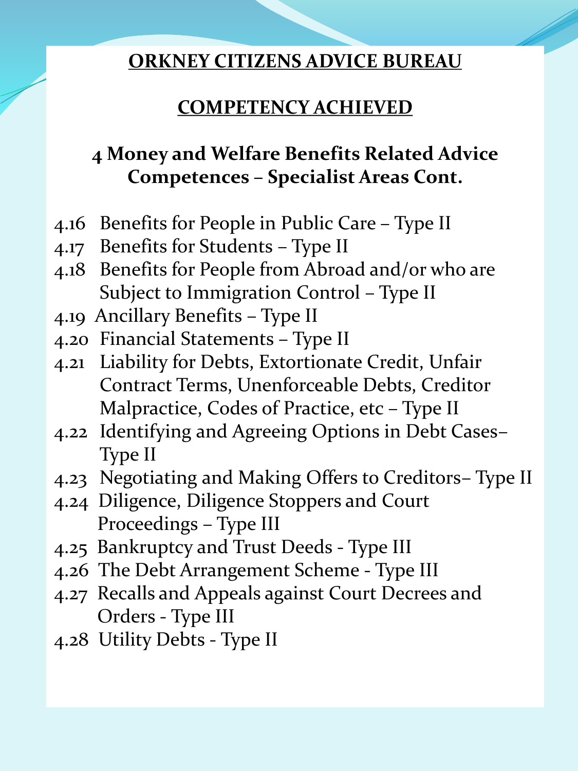# ORKNEY CITIZENS ADVICE BUREAU

## COMPETENCY ACHIEVED

### 4 Money and Welfare Benefits Related Advice Competences – Specialist Areas Cont.

- 4.16 Benefits for People in Public Care – Type II
- 4.17 Benefits for Students – Type II
- 4.18 Benefits for People from Abroad and/or who are Subject to Immigration Control – Type II
- 4.19 Ancillary Benefits – Type II
- 4.20 Financial Statements – Type II
- 4.21 Liability for Debts, Extortionate Credit, Unfair Contract Terms, Unenforceable Debts, Creditor Malpractice, Codes of Practice, etc – Type II
- 4.22 Identifying and Agreeing Options in Debt Cases– Type II
- 4.23 Negotiating and Making Offers to Creditors– Type II
- 4.24 Diligence, Diligence Stoppers and Court Proceedings – Type III
- 4.25 Bankruptcy and Trust Deeds - Type III
- 4.26 The Debt Arrangement Scheme - Type III
- 4.27 Recalls and Appeals against Court Decrees and Orders - Type III
- 4.28 Utility Debts - Type II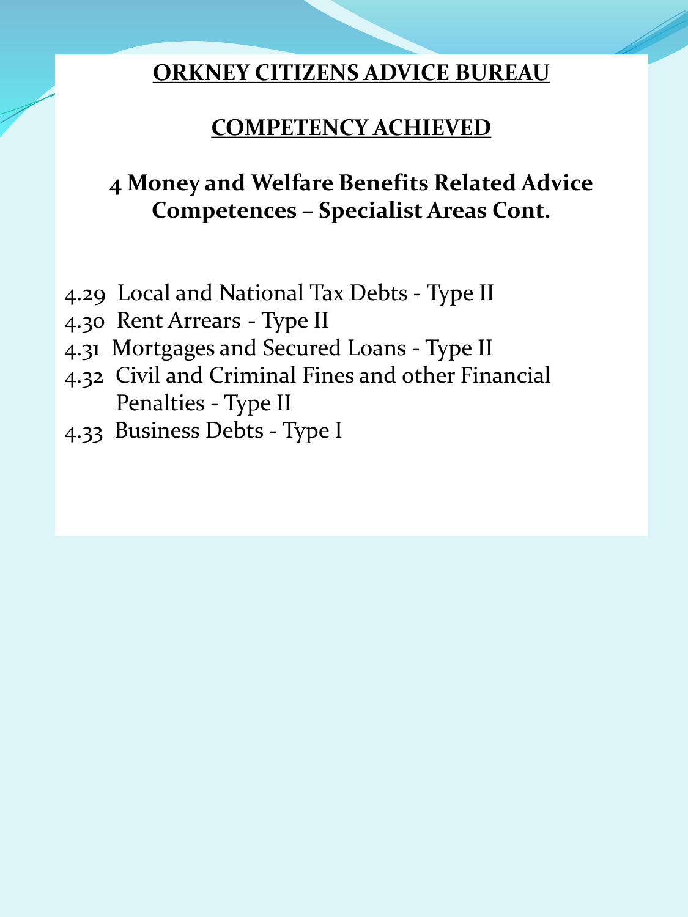# ORKNEY CITIZENS ADVICE BUREAU

## COMPETENCY ACHIEVED

### 4 Money and Welfare Benefits Related Advice Competences – Specialist Areas Cont.

4.29 Local and National Tax Debts - Type II
4.30 Rent Arrears - Type II
4.31 Mortgages and Secured Loans - Type II
4.32 Civil and Criminal Fines and other Financial Penalties - Type II
4.33 Business Debts - Type I